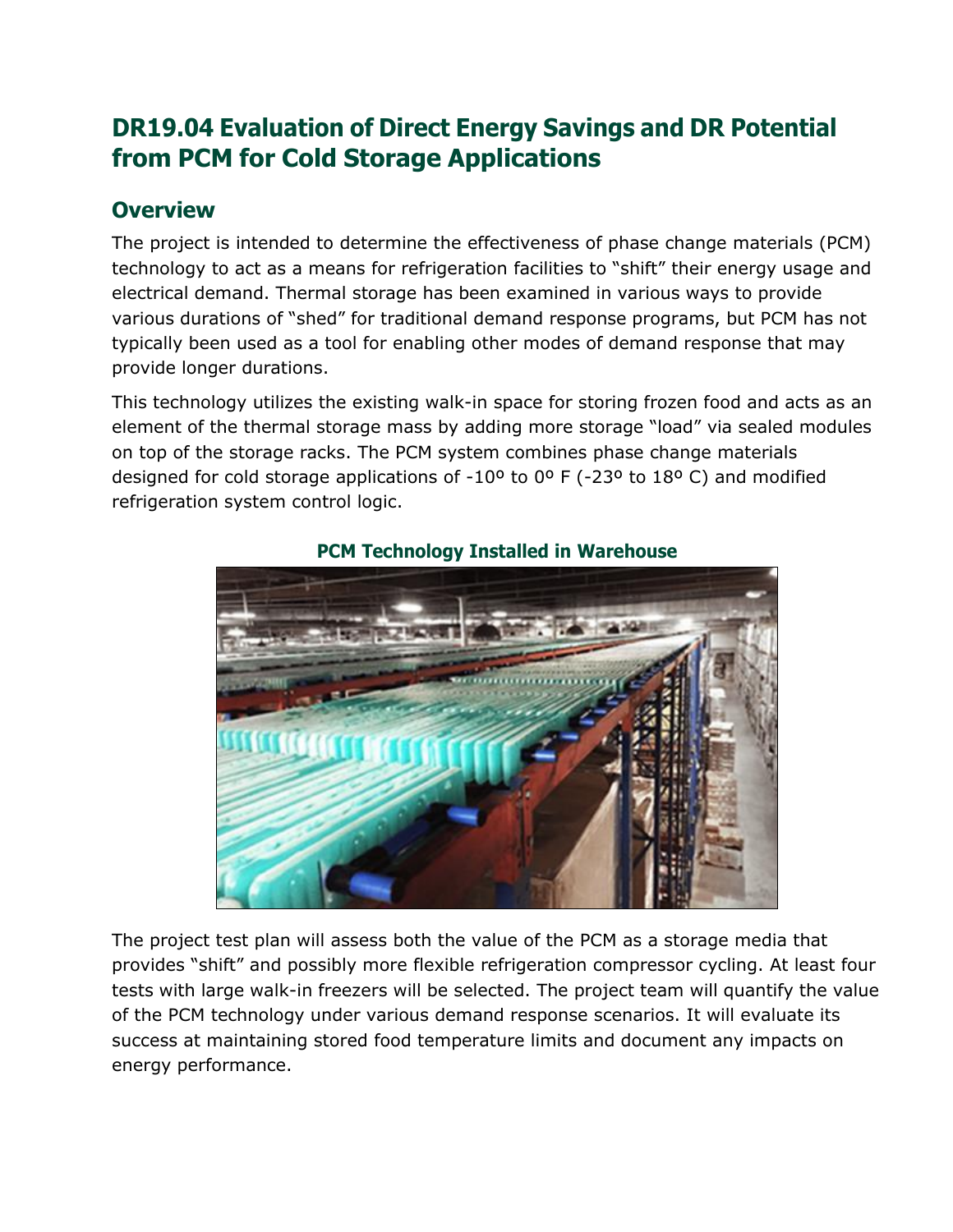# DR19.04 Evaluation of Direct Energy Savings and DR Potential from PCM for Cold Storage Applications

## Overview

The project is intended to determine the effectiveness of phase change materials (PCM) technology to act as a means for refrigeration facilities to "shift" their energy usage and electrical demand. Thermal storage has been examined in various ways to provide various durations of "shed" for traditional demand response programs, but PCM has not typically been used as a tool for enabling other modes of demand response that may provide longer durations.

This technology utilizes the existing walk-in space for storing frozen food and acts as an element of the thermal storage mass by adding more storage "load" via sealed modules on top of the storage racks. The PCM system combines phase change materials designed for cold storage applications of -10º to 0º F (-23º to 18º C) and modified refrigeration system control logic.

**PCM Technology Installed in Warehouse**

The project test plan will assess both the value of the PCM as a storage media that provides "shift" and possibly more flexible refrigeration compressor cycling. At least four tests with large walk-in freezers will be selected. The project team will quantify the value of the PCM technology under various demand response scenarios. It will evaluate its success at maintaining stored food temperature limits and document any impacts on energy performance.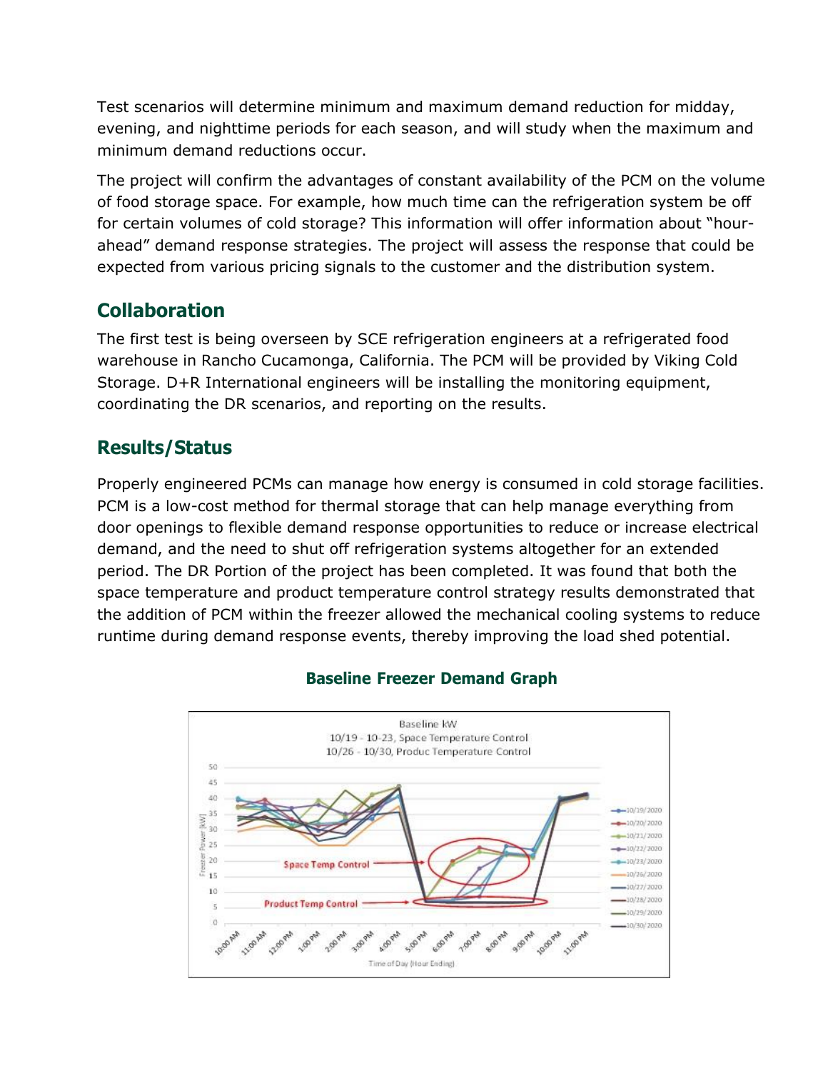Test scenarios will determine minimum and maximum demand reduction for midday, evening, and nighttime periods for each season, and will study when the maximum and minimum demand reductions occur.

The project will confirm the advantages of constant availability of the PCM on the volume of food storage space. For example, how much time can the refrigeration system be off for certain volumes of cold storage? This information will offer information about "hour-ahead" demand response strategies. The project will assess the response that could be expected from various pricing signals to the customer and the distribution system.

## Collaboration

The first test is being overseen by SCE refrigeration engineers at a refrigerated food warehouse in Rancho Cucamonga, California. The PCM will be provided by Viking Cold Storage. D+R International engineers will be installing the monitoring equipment, coordinating the DR scenarios, and reporting on the results.

## Results/Status

Properly engineered PCMs can manage how energy is consumed in cold storage facilities. PCM is a low-cost method for thermal storage that can help manage everything from door openings to flexible demand response opportunities to reduce or increase electrical demand, and the need to shut off refrigeration systems altogether for an extended period. The DR Portion of the project has been completed. It was found that both the space temperature and product temperature control strategy results demonstrated that the addition of PCM within the freezer allowed the mechanical cooling systems to reduce runtime during demand response events, thereby improving the load shed potential.

**Baseline Freezer Demand Graph**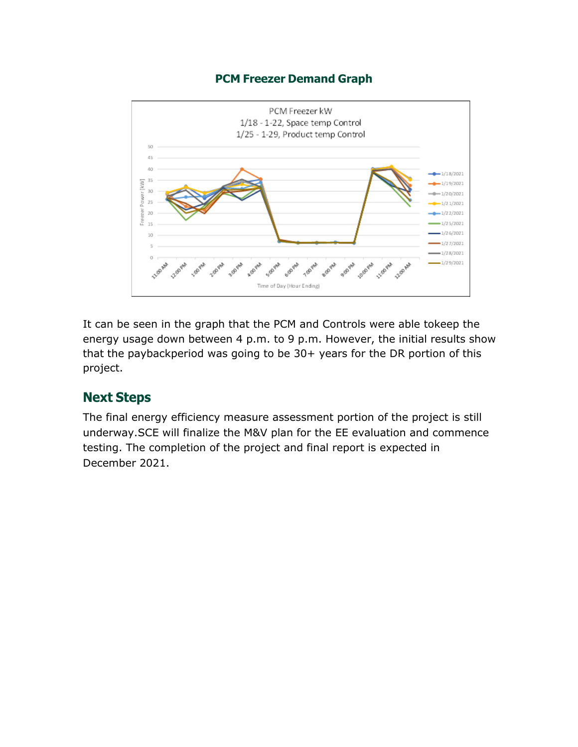### PCM Freezer Demand Graph

PCM Freezer kW
1/18 - 1-22, Space temp Control
1/25 - 1-29, Product temp Control

Freezer Power [kW]

0
5
10
15
20
25
30
35
40
45
50

11:00 AM
12:00 PM
1:00 PM
2:00 PM
3:00 PM
4:00 PM
5:00 PM
6:00 PM
7:00 PM
8:00 PM
9:00 PM
10:00 PM
11:00 PM
12:00 AM

Time of Day (Hour Ending)

1/18/2021
1/19/2021
1/20/2021
1/21/2021
1/22/2021
1/25/2021
1/26/2021
1/27/2021
1/28/2021
1/29/2021

It can be seen in the graph that the PCM and Controls were able tokeep the energy usage down between 4 p.m. to 9 p.m. However, the initial results show that the paybackperiod was going to be 30+ years for the DR portion of this project.

## Next Steps

The final energy efficiency measure assessment portion of the project is still underway.SCE will finalize the M&V plan for the EE evaluation and commence testing. The completion of the project and final report is expected in December 2021.